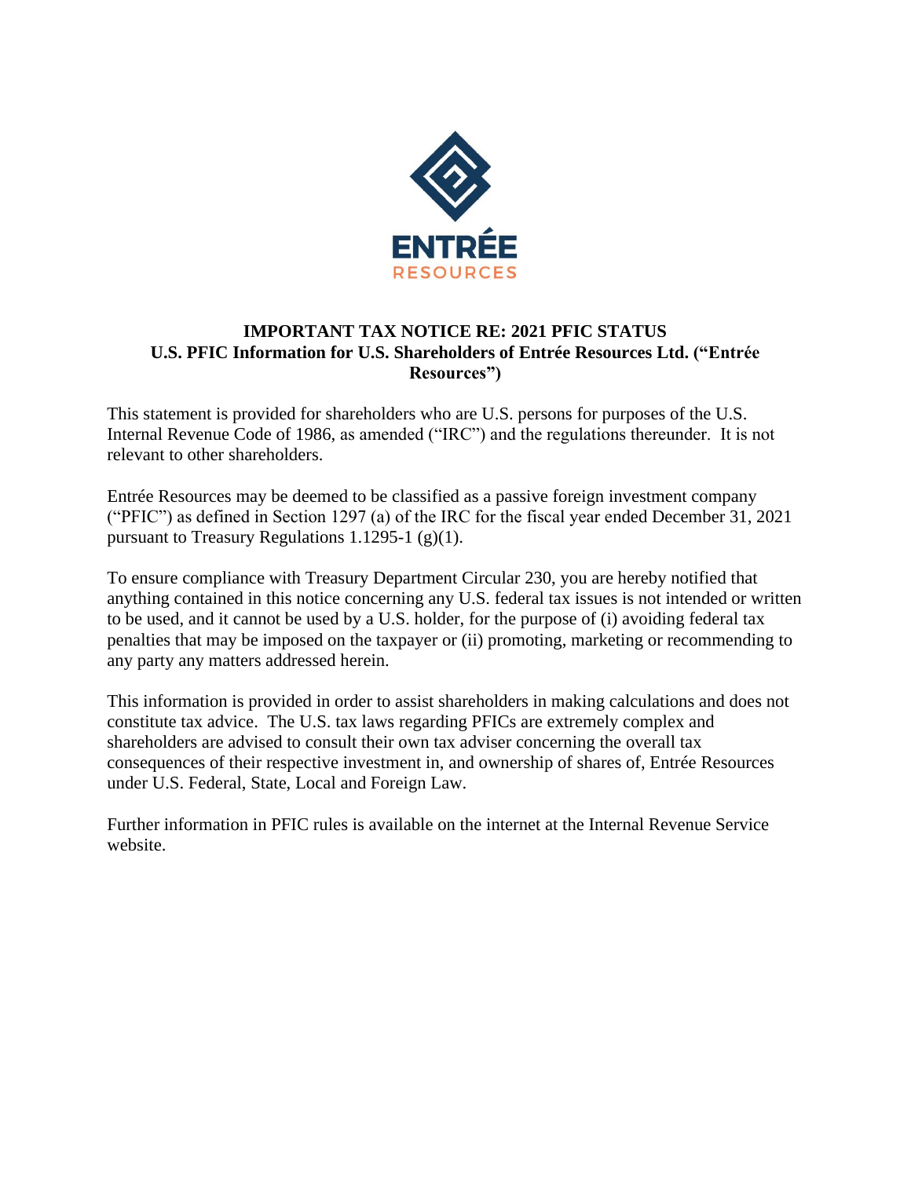ENTRÉE
RESOURCES

# IMPORTANT TAX NOTICE RE: 2021 PFIC STATUS

## U.S. PFIC Information for U.S. Shareholders of Entrée Resources Ltd. ("Entrée Resources")

This statement is provided for shareholders who are U.S. persons for purposes of the U.S. Internal Revenue Code of 1986, as amended ("IRC") and the regulations thereunder. It is not relevant to other shareholders.

Entrée Resources may be deemed to be classified as a passive foreign investment company ("PFIC") as defined in Section 1297 (a) of the IRC for the fiscal year ended December 31, 2021 pursuant to Treasury Regulations 1.1295-1 (g)(1).

To ensure compliance with Treasury Department Circular 230, you are hereby notified that anything contained in this notice concerning any U.S. federal tax issues is not intended or written to be used, and it cannot be used by a U.S. holder, for the purpose of (i) avoiding federal tax penalties that may be imposed on the taxpayer or (ii) promoting, marketing or recommending to any party any matters addressed herein.

This information is provided in order to assist shareholders in making calculations and does not constitute tax advice. The U.S. tax laws regarding PFICs are extremely complex and shareholders are advised to consult their own tax adviser concerning the overall tax consequences of their respective investment in, and ownership of shares of, Entrée Resources under U.S. Federal, State, Local and Foreign Law.

Further information in PFIC rules is available on the internet at the Internal Revenue Service website.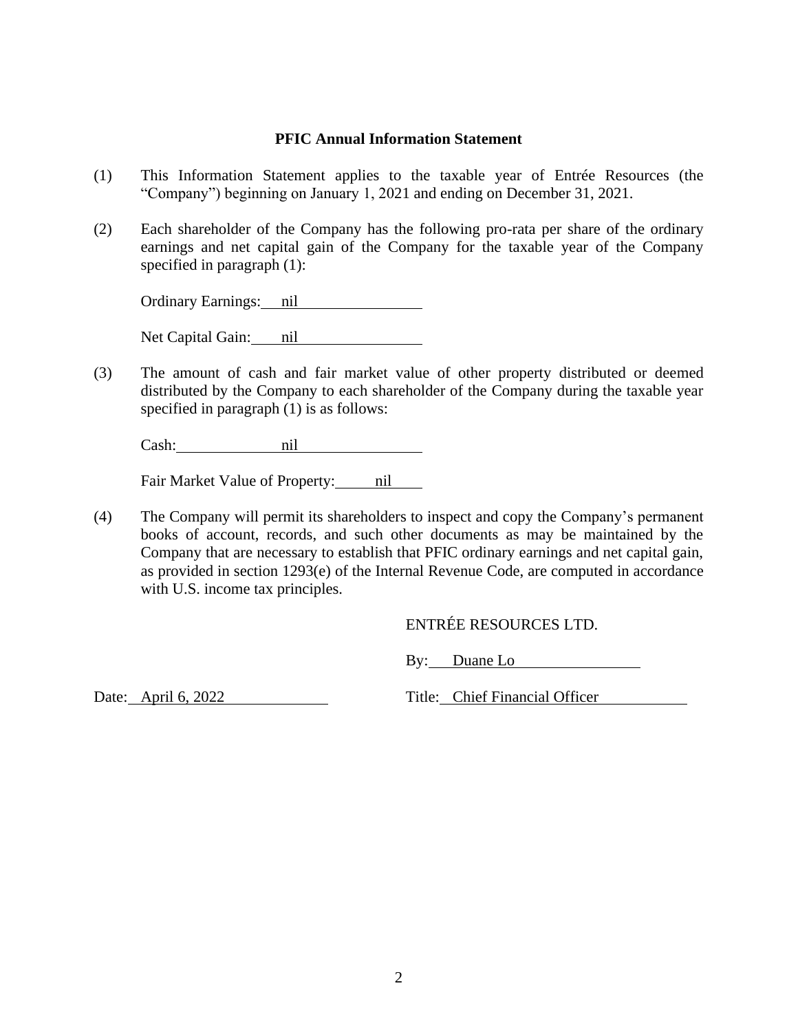**PFIC Annual Information Statement**

(1) This Information Statement applies to the taxable year of Entrée Resources (the "Company") beginning on January 1, 2021 and ending on December 31, 2021.

(2) Each shareholder of the Company has the following pro-rata per share of the ordinary earnings and net capital gain of the Company for the taxable year of the Company specified in paragraph (1):

Ordinary Earnings: nil

Net Capital Gain: nil

(3) The amount of cash and fair market value of other property distributed or deemed distributed by the Company to each shareholder of the Company during the taxable year specified in paragraph (1) is as follows:

Cash: nil

Fair Market Value of Property: nil

(4) The Company will permit its shareholders to inspect and copy the Company's permanent books of account, records, and such other documents as may be maintained by the Company that are necessary to establish that PFIC ordinary earnings and net capital gain, as provided in section 1293(e) of the Internal Revenue Code, are computed in accordance with U.S. income tax principles.

ENTRÉE RESOURCES LTD.

By: Duane Lo

Date: April 6, 2022

Title: Chief Financial Officer